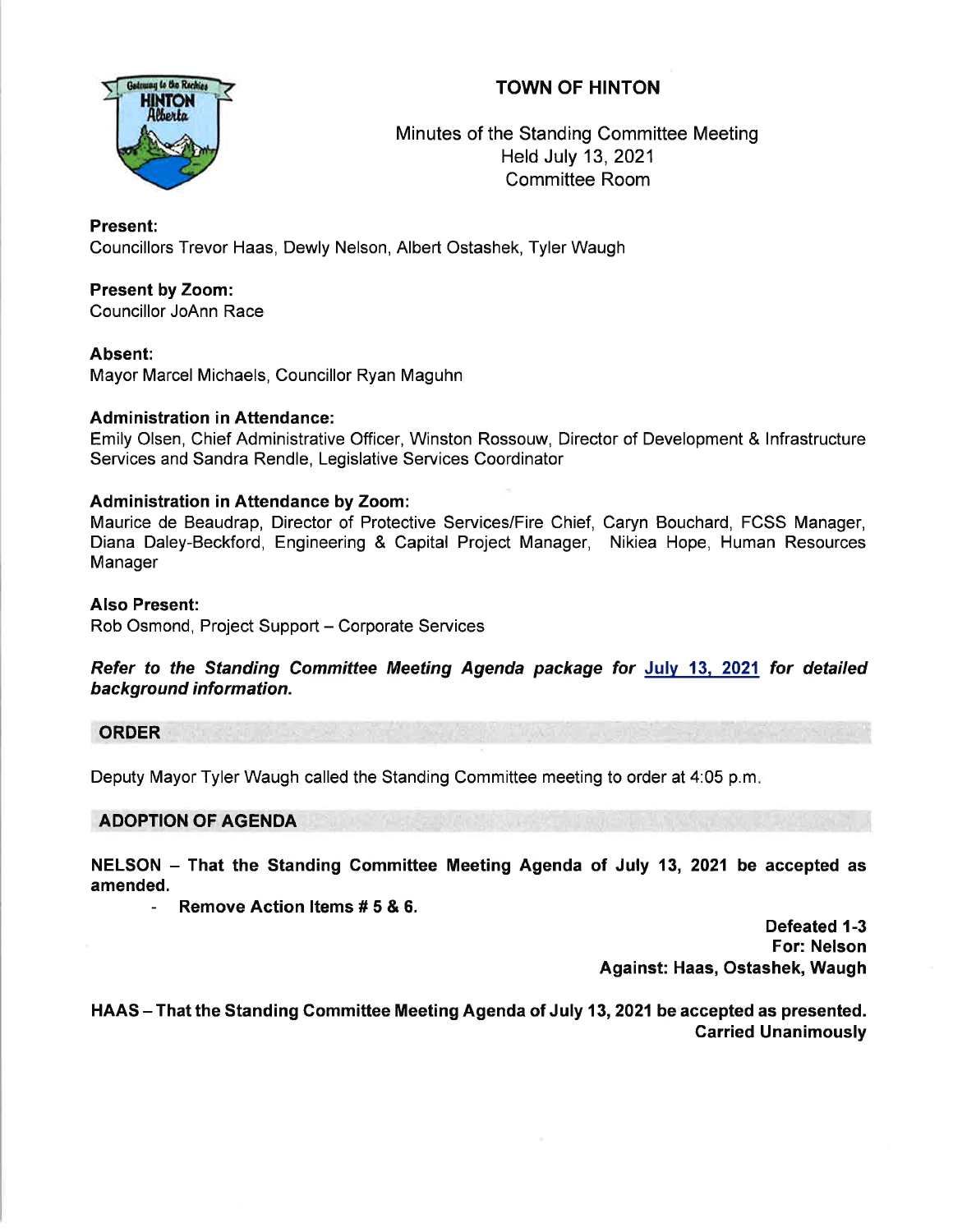# TOWN OF HINTON

Minutes of the Standing Committee Meeting
Held July 13, 2021
Committee Room

**Present:**
Councillors Trevor Haas, Dewly Nelson, Albert Ostashek, Tyler Waugh

**Present by Zoom:**
Councillor JoAnn Race

**Absent:**
Mayor Marcel Michaels, Councillor Ryan Maguhn

**Administration in Attendance:**
Emily Olsen, Chief Administrative Officer, Winston Rossouw, Director of Development & Infrastructure Services and Sandra Rendle, Legislative Services Coordinator

**Administration in Attendance by Zoom:**
Maurice de Beaudrap, Director of Protective Services/Fire Chief, Caryn Bouchard, FCSS Manager, Diana Daley-Beckford, Engineering & Capital Project Manager, Nikiea Hope, Human Resources Manager

**Also Present:**
Rob Osmond, Project Support – Corporate Services

***Refer to the Standing Committee Meeting Agenda package for July 13, 2021 for detailed background information.***

## ORDER

Deputy Mayor Tyler Waugh called the Standing Committee meeting to order at 4:05 p.m.

## ADOPTION OF AGENDA

**NELSON – That the Standing Committee Meeting Agenda of July 13, 2021 be accepted as amended.**

- **Remove Action Items # 5 & 6.**

**Defeated 1-3**
**For: Nelson**
**Against: Haas, Ostashek, Waugh**

**HAAS – That the Standing Committee Meeting Agenda of July 13, 2021 be accepted as presented.**
**Carried Unanimously**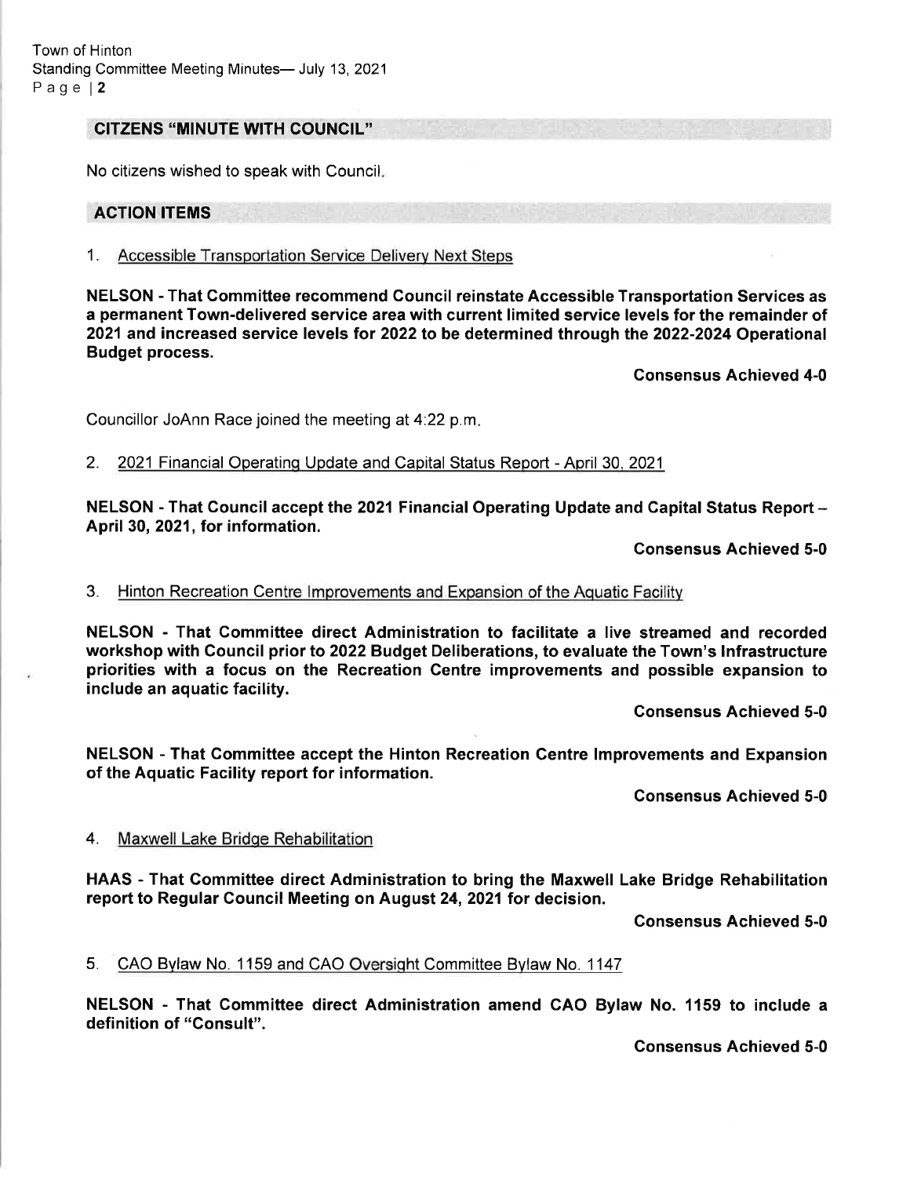## CITZENS "MINUTE WITH COUNCIL"

No citizens wished to speak with Council.

## ACTION ITEMS

1. Accessible Transportation Service Delivery Next Steps

**NELSON - That Committee recommend Council reinstate Accessible Transportation Services as a permanent Town-delivered service area with current limited service levels for the remainder of 2021 and increased service levels for 2022 to be determined through the 2022-2024 Operational Budget process.**

**Consensus Achieved 4-0**

Councillor JoAnn Race joined the meeting at 4:22 p.m.

2. 2021 Financial Operating Update and Capital Status Report - April 30, 2021

**NELSON - That Council accept the 2021 Financial Operating Update and Capital Status Report – April 30, 2021, for information.**

**Consensus Achieved 5-0**

3. Hinton Recreation Centre Improvements and Expansion of the Aquatic Facility

**NELSON - That Committee direct Administration to facilitate a live streamed and recorded workshop with Council prior to 2022 Budget Deliberations, to evaluate the Town's Infrastructure priorities with a focus on the Recreation Centre improvements and possible expansion to include an aquatic facility.**

**Consensus Achieved 5-0**

**NELSON - That Committee accept the Hinton Recreation Centre Improvements and Expansion of the Aquatic Facility report for information.**

**Consensus Achieved 5-0**

4. Maxwell Lake Bridge Rehabilitation

**HAAS - That Committee direct Administration to bring the Maxwell Lake Bridge Rehabilitation report to Regular Council Meeting on August 24, 2021 for decision.**

**Consensus Achieved 5-0**

5. CAO Bylaw No. 1159 and CAO Oversight Committee Bylaw No. 1147

**NELSON - That Committee direct Administration amend CAO Bylaw No. 1159 to include a definition of "Consult".**

**Consensus Achieved 5-0**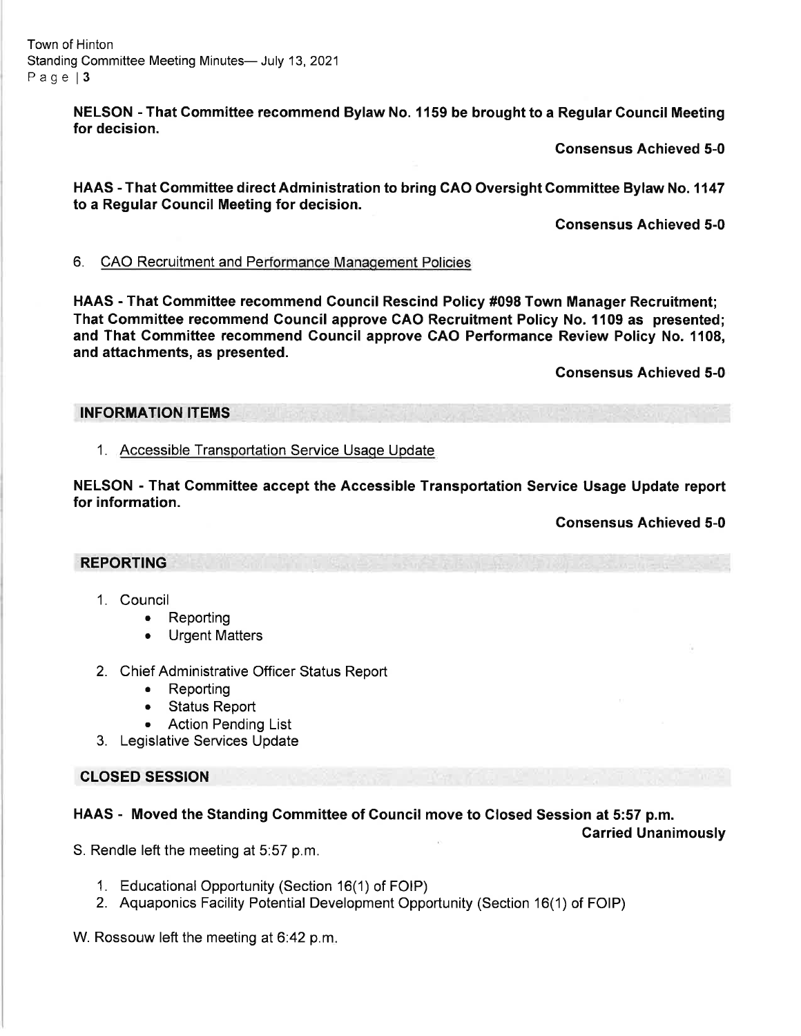**NELSON - That Committee recommend Bylaw No. 1159 be brought to a Regular Council Meeting for decision.**

**Consensus Achieved 5-0**

**HAAS - That Committee direct Administration to bring CAO Oversight Committee Bylaw No. 1147 to a Regular Council Meeting for decision.**

**Consensus Achieved 5-0**

6. CAO Recruitment and Performance Management Policies

**HAAS - That Committee recommend Council Rescind Policy #098 Town Manager Recruitment; That Committee recommend Council approve CAO Recruitment Policy No. 1109 as presented; and That Committee recommend Council approve CAO Performance Review Policy No. 1108, and attachments, as presented.**

**Consensus Achieved 5-0**

## INFORMATION ITEMS

1. Accessible Transportation Service Usage Update

**NELSON - That Committee accept the Accessible Transportation Service Usage Update report for information.**

**Consensus Achieved 5-0**

## REPORTING

1. Council
   - Reporting
   - Urgent Matters
2. Chief Administrative Officer Status Report
   - Reporting
   - Status Report
   - Action Pending List
3. Legislative Services Update

## CLOSED SESSION

**HAAS - Moved the Standing Committee of Council move to Closed Session at 5:57 p.m.**

**Carried Unanimously**

S. Rendle left the meeting at 5:57 p.m.

1. Educational Opportunity (Section 16(1) of FOIP)
2. Aquaponics Facility Potential Development Opportunity (Section 16(1) of FOIP)

W. Rossouw left the meeting at 6:42 p.m.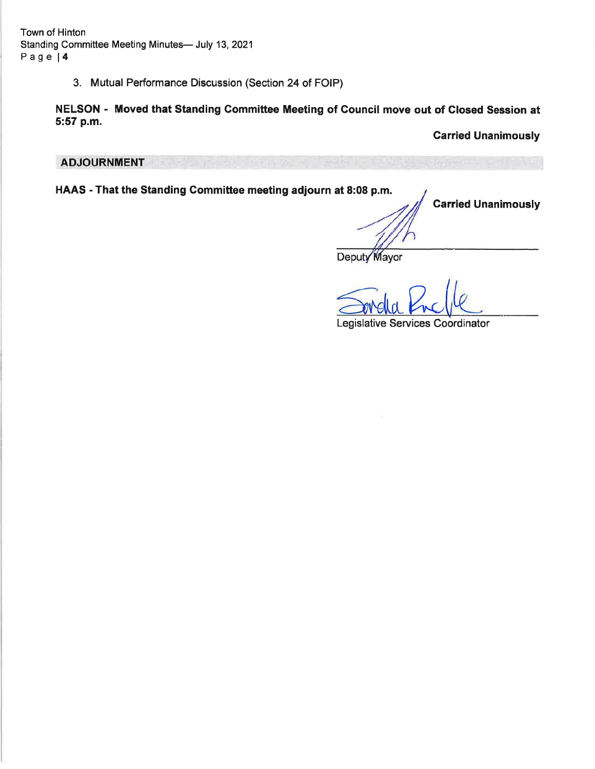3. Mutual Performance Discussion (Section 24 of FOIP)

**NELSON - Moved that Standing Committee Meeting of Council move out of Closed Session at 5:57 p.m.**

**Carried Unanimously**

## ADJOURNMENT

**HAAS - That the Standing Committee meeting adjourn at 8:08 p.m.**

**Carried Unanimously**

Deputy Mayor

Legislative Services Coordinator